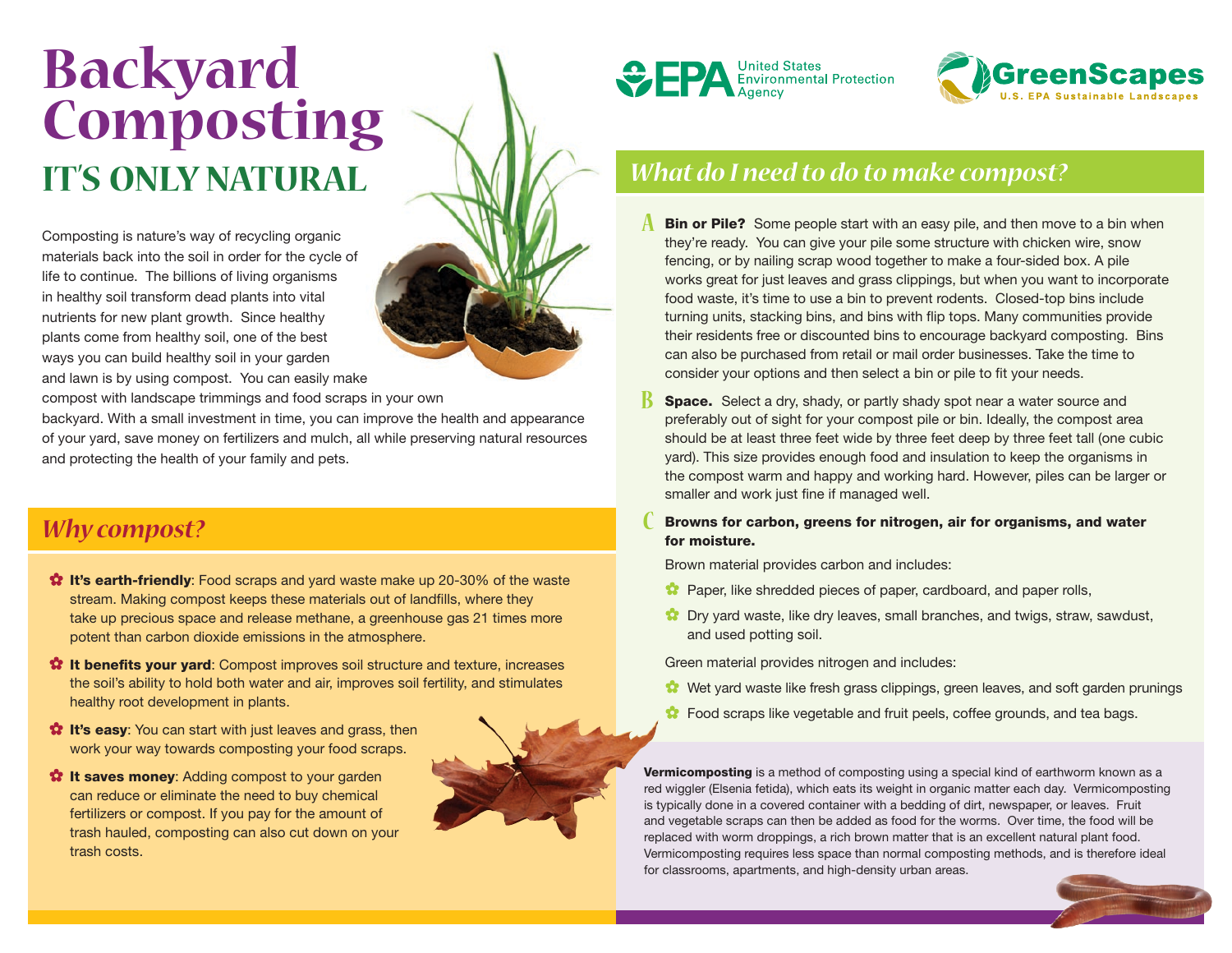# Backyard Composting

## IT'S ONLY NATURAL

Composting is nature's way of recycling organic materials back into the soil in order for the cycle of life to continue. The billions of living organisms in healthy soil transform dead plants into vital nutrients for new plant growth. Since healthy plants come from healthy soil, one of the best ways you can build healthy soil in your garden and lawn is by using compost. You can easily make compost with landscape trimmings and food scraps in your own backyard. With a small investment in time, you can improve the health and appearance of your yard, save money on fertilizers and mulch, all while preserving natural resources and protecting the health of your family and pets.

## *Why compost?*

- **It's earth-friendly**: Food scraps and yard waste make up 20-30% of the waste stream. Making compost keeps these materials out of landfills, where they take up precious space and release methane, a greenhouse gas 21 times more potent than carbon dioxide emissions in the atmosphere.
- **It benefits your yard**: Compost improves soil structure and texture, increases the soil's ability to hold both water and air, improves soil fertility, and stimulates healthy root development in plants.
- **It's easy**: You can start with just leaves and grass, then work your way towards composting your food scraps.
- **It saves money**: Adding compost to your garden can reduce or eliminate the need to buy chemical fertilizers or compost. If you pay for the amount of trash hauled, composting can also cut down on your trash costs.

## *What do I need to do to make compost?*

**A** **Bin or Pile?** Some people start with an easy pile, and then move to a bin when they're ready. You can give your pile some structure with chicken wire, snow fencing, or by nailing scrap wood together to make a four-sided box. A pile works great for just leaves and grass clippings, but when you want to incorporate food waste, it's time to use a bin to prevent rodents. Closed-top bins include turning units, stacking bins, and bins with flip tops. Many communities provide their residents free or discounted bins to encourage backyard composting. Bins can also be purchased from retail or mail order businesses. Take the time to consider your options and then select a bin or pile to fit your needs.

**B** **Space.** Select a dry, shady, or partly shady spot near a water source and preferably out of sight for your compost pile or bin. Ideally, the compost area should be at least three feet wide by three feet deep by three feet tall (one cubic yard). This size provides enough food and insulation to keep the organisms in the compost warm and happy and working hard. However, piles can be larger or smaller and work just fine if managed well.

**C** **Browns for carbon, greens for nitrogen, air for organisms, and water for moisture.**

Brown material provides carbon and includes:

- Paper, like shredded pieces of paper, cardboard, and paper rolls,
- Dry yard waste, like dry leaves, small branches, and twigs, straw, sawdust, and used potting soil.

Green material provides nitrogen and includes:

- Wet yard waste like fresh grass clippings, green leaves, and soft garden prunings
- Food scraps like vegetable and fruit peels, coffee grounds, and tea bags.

**Vermicomposting** is a method of composting using a special kind of earthworm known as a red wiggler (Elsenia fetida), which eats its weight in organic matter each day. Vermicomposting is typically done in a covered container with a bedding of dirt, newspaper, or leaves. Fruit and vegetable scraps can then be added as food for the worms. Over time, the food will be replaced with worm droppings, a rich brown matter that is an excellent natural plant food. Vermicomposting requires less space than normal composting methods, and is therefore ideal for classrooms, apartments, and high-density urban areas.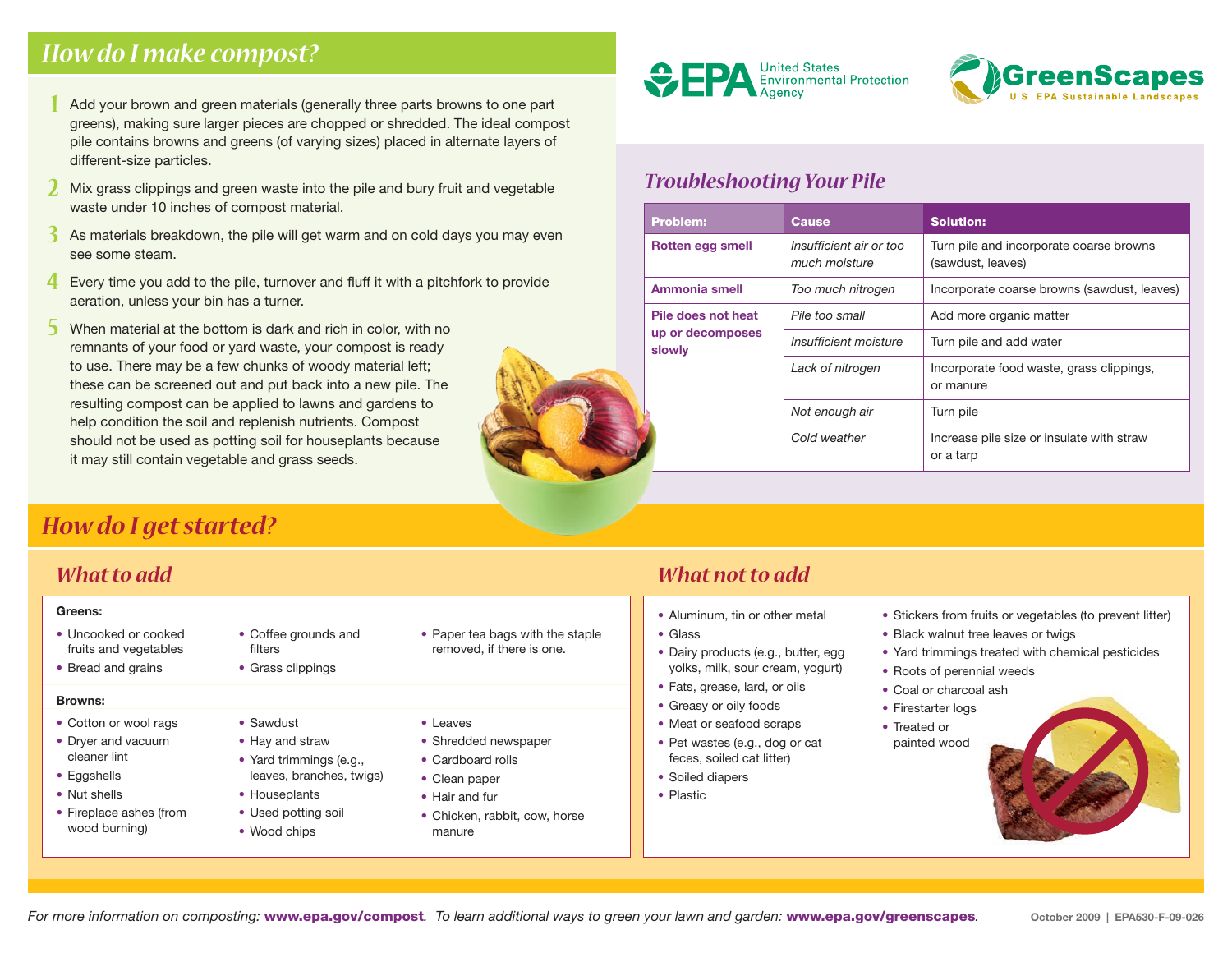## How do I make compost?

1. Add your brown and green materials (generally three parts browns to one part greens), making sure larger pieces are chopped or shredded. The ideal compost pile contains browns and greens (of varying sizes) placed in alternate layers of different-size particles.
2. Mix grass clippings and green waste into the pile and bury fruit and vegetable waste under 10 inches of compost material.
3. As materials breakdown, the pile will get warm and on cold days you may even see some steam.
4. Every time you add to the pile, turnover and fluff it with a pitchfork to provide aeration, unless your bin has a turner.
5. When material at the bottom is dark and rich in color, with no remnants of your food or yard waste, your compost is ready to use. There may be a few chunks of woody material left; these can be screened out and put back into a new pile. The resulting compost can be applied to lawns and gardens to help condition the soil and replenish nutrients. Compost should not be used as potting soil for houseplants because it may still contain vegetable and grass seeds.

EPA United States Environmental Protection Agency

GreenScapes U.S. EPA Sustainable Landscapes

## Troubleshooting Your Pile

| Problem: | Cause | Solution: |
|---|---|---|
| **Rotten egg smell** | *Insufficient air or too much moisture* | Turn pile and incorporate coarse browns (sawdust, leaves) |
| **Ammonia smell** | *Too much nitrogen* | Incorporate coarse browns (sawdust, leaves) |
| **Pile does not heat up or decomposes slowly** | *Pile too small* | Add more organic matter |
| | *Insufficient moisture* | Turn pile and add water |
| | *Lack of nitrogen* | Incorporate food waste, grass clippings, or manure |
| | *Not enough air* | Turn pile |
| | *Cold weather* | Increase pile size or insulate with straw or a tarp |

## How do I get started?

### What to add

**Greens:**

- Uncooked or cooked fruits and vegetables
- Bread and grains
- Coffee grounds and filters
- Grass clippings
- Paper tea bags with the staple removed, if there is one.

**Browns:**

- Cotton or wool rags
- Dryer and vacuum cleaner lint
- Eggshells
- Nut shells
- Fireplace ashes (from wood burning)
- Sawdust
- Hay and straw
- Yard trimmings (e.g., leaves, branches, twigs)
- Houseplants
- Used potting soil
- Wood chips
- Leaves
- Shredded newspaper
- Cardboard rolls
- Clean paper
- Hair and fur
- Chicken, rabbit, cow, horse manure

### What not to add

- Aluminum, tin or other metal
- Glass
- Dairy products (e.g., butter, egg yolks, milk, sour cream, yogurt)
- Fats, grease, lard, or oils
- Greasy or oily foods
- Meat or seafood scraps
- Pet wastes (e.g., dog or cat feces, soiled cat litter)
- Soiled diapers
- Plastic
- Stickers from fruits or vegetables (to prevent litter)
- Black walnut tree leaves or twigs
- Yard trimmings treated with chemical pesticides
- Roots of perennial weeds
- Coal or charcoal ash
- Firestarter logs
- Treated or painted wood

*For more information on composting:* **www.epa.gov/compost**. *To learn additional ways to green your lawn and garden:* **www.epa.gov/greenscapes**.

October 2009 | EPA530-F-09-026